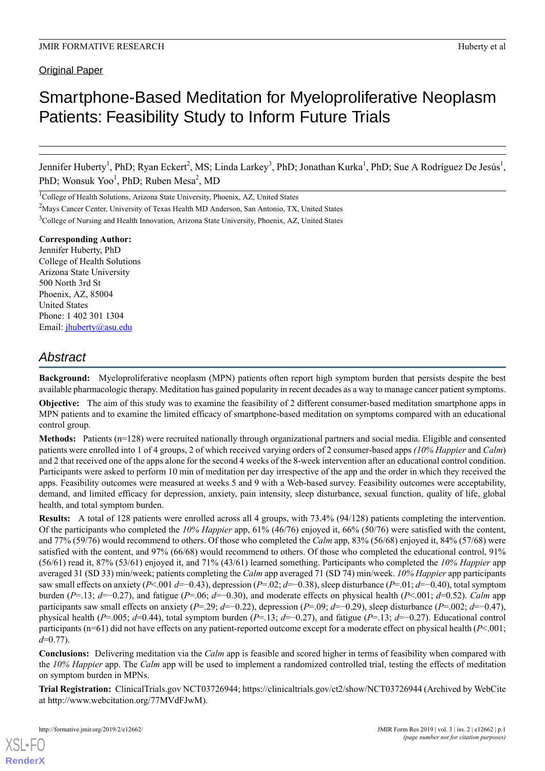Original Paper

# Smartphone-Based Meditation for Myeloproliferative Neoplasm Patients: Feasibility Study to Inform Future Trials

Jennifer Huberty[1], PhD; Ryan Eckert[2], MS; Linda Larkey[3], PhD; Jonathan Kurka[1], PhD; Sue A Rodríguez De Jesús[1], PhD; Wonsuk Yoo[1], PhD; Ruben Mesa[2], MD

[1]College of Health Solutions, Arizona State University, Phoenix, AZ, United States

[2]Mays Cancer Center, University of Texas Health MD Anderson, San Antonio, TX, United States

[3]College of Nursing and Health Innovation, Arizona State University, Phoenix, AZ, United States

**Corresponding Author:**
Jennifer Huberty, PhD
College of Health Solutions
Arizona State University
500 North 3rd St
Phoenix, AZ, 85004
United States
Phone: 1 402 301 1304
Email: jhuberty@asu.edu

## Abstract

**Background:** Myeloproliferative neoplasm (MPN) patients often report high symptom burden that persists despite the best available pharmacologic therapy. Meditation has gained popularity in recent decades as a way to manage cancer patient symptoms.

**Objective:** The aim of this study was to examine the feasibility of 2 different consumer-based meditation smartphone apps in MPN patients and to examine the limited efficacy of smartphone-based meditation on symptoms compared with an educational control group.

**Methods:** Patients (n=128) were recruited nationally through organizational partners and social media. Eligible and consented patients were enrolled into 1 of 4 groups, 2 of which received varying orders of 2 consumer-based apps *(10% Happier* and *Calm*) and 2 that received one of the apps alone for the second 4 weeks of the 8-week intervention after an educational control condition. Participants were asked to perform 10 min of meditation per day irrespective of the app and the order in which they received the apps. Feasibility outcomes were measured at weeks 5 and 9 with a Web-based survey. Feasibility outcomes were acceptability, demand, and limited efficacy for depression, anxiety, pain intensity, sleep disturbance, sexual function, quality of life, global health, and total symptom burden.

**Results:** A total of 128 patients were enrolled across all 4 groups, with 73.4% (94/128) patients completing the intervention. Of the participants who completed the *10% Happier* app, 61% (46/76) enjoyed it, 66% (50/76) were satisfied with the content, and 77% (59/76) would recommend to others. Of those who completed the *Calm* app, 83% (56/68) enjoyed it, 84% (57/68) were satisfied with the content, and 97% (66/68) would recommend to others. Of those who completed the educational control, 91% (56/61) read it, 87% (53/61) enjoyed it, and 71% (43/61) learned something. Participants who completed the *10% Happier* app averaged 31 (SD 33) min/week; patients completing the *Calm* app averaged 71 (SD 74) min/week. *10% Happier* app participants saw small effects on anxiety ($P$<.001 $d$=−0.43), depression ($P$=.02; $d$=−0.38), sleep disturbance ($P$=.01; $d$=−0.40), total symptom burden ($P$=.13; $d$=−0.27), and fatigue ($P$=.06; $d$=−0.30), and moderate effects on physical health ($P$<.001; $d$=0.52). *Calm* app participants saw small effects on anxiety ($P$=.29; $d$=−0.22), depression ($P$=.09; $d$=−0.29), sleep disturbance ($P$=.002; $d$=−0.47), physical health ($P$=.005; $d$=0.44), total symptom burden ($P$=.13; $d$=−0.27), and fatigue ($P$=.13; $d$=−0.27). Educational control participants (n=61) did not have effects on any patient-reported outcome except for a moderate effect on physical health ($P$<.001; $d$=0.77).

**Conclusions:** Delivering meditation via the *Calm* app is feasible and scored higher in terms of feasibility when compared with the *10% Happier* app. The *Calm* app will be used to implement a randomized controlled trial, testing the effects of meditation on symptom burden in MPNs.

**Trial Registration:** ClinicalTrials.gov NCT03726944; https://clinicaltrials.gov/ct2/show/NCT03726944 (Archived by WebCite at http://www.webcitation.org/77MVdFJwM).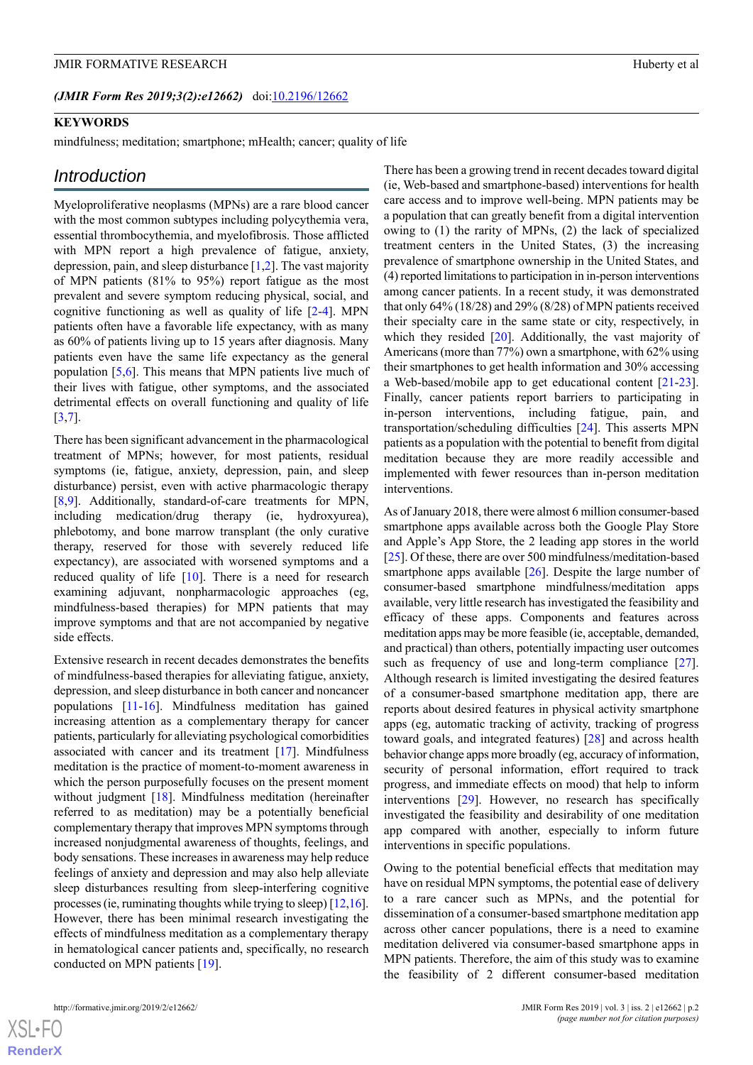(*JMIR Form Res 2019;3(2):e12662*) doi:10.2196/12662

**KEYWORDS**

mindfulness; meditation; smartphone; mHealth; cancer; quality of life

## Introduction

Myeloproliferative neoplasms (MPNs) are a rare blood cancer with the most common subtypes including polycythemia vera, essential thrombocythemia, and myelofibrosis. Those afflicted with MPN report a high prevalence of fatigue, anxiety, depression, pain, and sleep disturbance [1,2]. The vast majority of MPN patients (81% to 95%) report fatigue as the most prevalent and severe symptom reducing physical, social, and cognitive functioning as well as quality of life [2-4]. MPN patients often have a favorable life expectancy, with as many as 60% of patients living up to 15 years after diagnosis. Many patients even have the same life expectancy as the general population [5,6]. This means that MPN patients live much of their lives with fatigue, other symptoms, and the associated detrimental effects on overall functioning and quality of life [3,7].

There has been significant advancement in the pharmacological treatment of MPNs; however, for most patients, residual symptoms (ie, fatigue, anxiety, depression, pain, and sleep disturbance) persist, even with active pharmacologic therapy [8,9]. Additionally, standard-of-care treatments for MPN, including medication/drug therapy (ie, hydroxyurea), phlebotomy, and bone marrow transplant (the only curative therapy, reserved for those with severely reduced life expectancy), are associated with worsened symptoms and a reduced quality of life [10]. There is a need for research examining adjuvant, nonpharmacologic approaches (eg, mindfulness-based therapies) for MPN patients that may improve symptoms and that are not accompanied by negative side effects.

Extensive research in recent decades demonstrates the benefits of mindfulness-based therapies for alleviating fatigue, anxiety, depression, and sleep disturbance in both cancer and noncancer populations [11-16]. Mindfulness meditation has gained increasing attention as a complementary therapy for cancer patients, particularly for alleviating psychological comorbidities associated with cancer and its treatment [17]. Mindfulness meditation is the practice of moment-to-moment awareness in which the person purposefully focuses on the present moment without judgment [18]. Mindfulness meditation (hereinafter referred to as meditation) may be a potentially beneficial complementary therapy that improves MPN symptoms through increased nonjudgmental awareness of thoughts, feelings, and body sensations. These increases in awareness may help reduce feelings of anxiety and depression and may also help alleviate sleep disturbances resulting from sleep-interfering cognitive processes (ie, ruminating thoughts while trying to sleep) [12,16]. However, there has been minimal research investigating the effects of mindfulness meditation as a complementary therapy in hematological cancer patients and, specifically, no research conducted on MPN patients [19].

There has been a growing trend in recent decades toward digital (ie, Web-based and smartphone-based) interventions for health care access and to improve well-being. MPN patients may be a population that can greatly benefit from a digital intervention owing to (1) the rarity of MPNs, (2) the lack of specialized treatment centers in the United States, (3) the increasing prevalence of smartphone ownership in the United States, and (4) reported limitations to participation in in-person interventions among cancer patients. In a recent study, it was demonstrated that only 64% (18/28) and 29% (8/28) of MPN patients received their specialty care in the same state or city, respectively, in which they resided [20]. Additionally, the vast majority of Americans (more than 77%) own a smartphone, with 62% using their smartphones to get health information and 30% accessing a Web-based/mobile app to get educational content [21-23]. Finally, cancer patients report barriers to participating in in-person interventions, including fatigue, pain, and transportation/scheduling difficulties [24]. This asserts MPN patients as a population with the potential to benefit from digital meditation because they are more readily accessible and implemented with fewer resources than in-person meditation interventions.

As of January 2018, there were almost 6 million consumer-based smartphone apps available across both the Google Play Store and Apple's App Store, the 2 leading app stores in the world [25]. Of these, there are over 500 mindfulness/meditation-based smartphone apps available [26]. Despite the large number of consumer-based smartphone mindfulness/meditation apps available, very little research has investigated the feasibility and efficacy of these apps. Components and features across meditation apps may be more feasible (ie, acceptable, demanded, and practical) than others, potentially impacting user outcomes such as frequency of use and long-term compliance [27]. Although research is limited investigating the desired features of a consumer-based smartphone meditation app, there are reports about desired features in physical activity smartphone apps (eg, automatic tracking of activity, tracking of progress toward goals, and integrated features) [28] and across health behavior change apps more broadly (eg, accuracy of information, security of personal information, effort required to track progress, and immediate effects on mood) that help to inform interventions [29]. However, no research has specifically investigated the feasibility and desirability of one meditation app compared with another, especially to inform future interventions in specific populations.

Owing to the potential beneficial effects that meditation may have on residual MPN symptoms, the potential ease of delivery to a rare cancer such as MPNs, and the potential for dissemination of a consumer-based smartphone meditation app across other cancer populations, there is a need to examine meditation delivered via consumer-based smartphone apps in MPN patients. Therefore, the aim of this study was to examine the feasibility of 2 different consumer-based meditation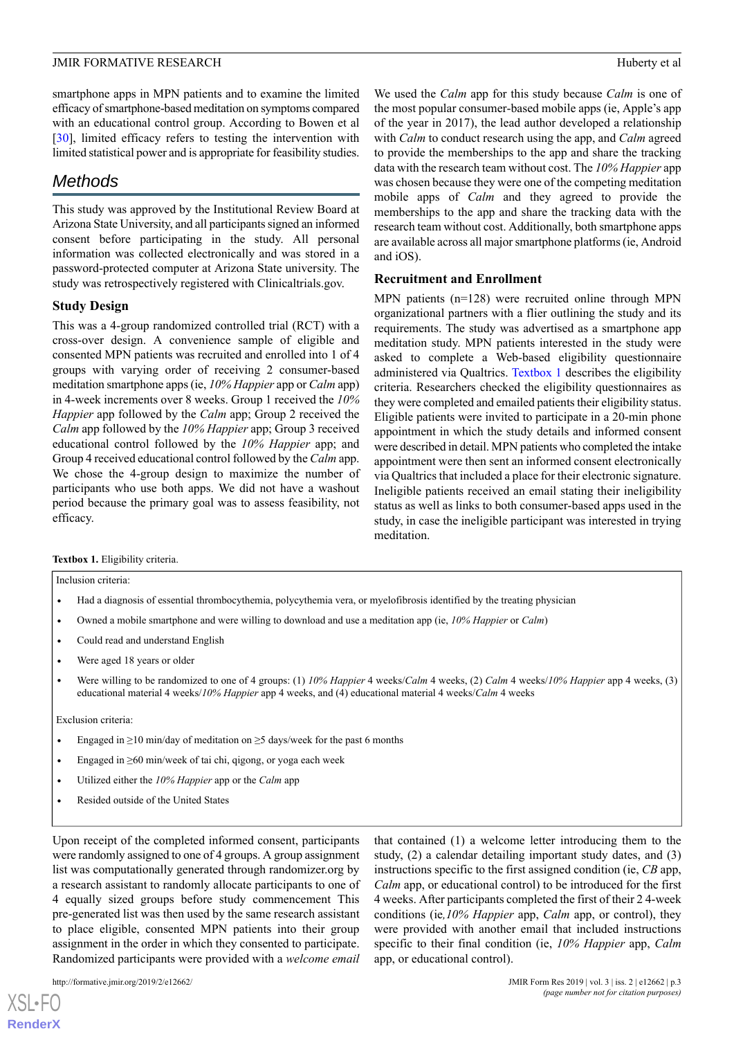smartphone apps in MPN patients and to examine the limited efficacy of smartphone-based meditation on symptoms compared with an educational control group. According to Bowen et al [30], limited efficacy refers to testing the intervention with limited statistical power and is appropriate for feasibility studies.

## Methods

This study was approved by the Institutional Review Board at Arizona State University, and all participants signed an informed consent before participating in the study. All personal information was collected electronically and was stored in a password-protected computer at Arizona State university. The study was retrospectively registered with Clinicaltrials.gov.

### Study Design

This was a 4-group randomized controlled trial (RCT) with a cross-over design. A convenience sample of eligible and consented MPN patients was recruited and enrolled into 1 of 4 groups with varying order of receiving 2 consumer-based meditation smartphone apps (ie, *10% Happier* app or *Calm* app) in 4-week increments over 8 weeks. Group 1 received the *10% Happier* app followed by the *Calm* app; Group 2 received the *Calm* app followed by the *10% Happier* app; Group 3 received educational control followed by the *10% Happier* app; and Group 4 received educational control followed by the *Calm* app. We chose the 4-group design to maximize the number of participants who use both apps. We did not have a washout period because the primary goal was to assess feasibility, not efficacy.

We used the *Calm* app for this study because *Calm* is one of the most popular consumer-based mobile apps (ie, Apple's app of the year in 2017), the lead author developed a relationship with *Calm* to conduct research using the app, and *Calm* agreed to provide the memberships to the app and share the tracking data with the research team without cost. The *10% Happier* app was chosen because they were one of the competing meditation mobile apps of *Calm* and they agreed to provide the memberships to the app and share the tracking data with the research team without cost. Additionally, both smartphone apps are available across all major smartphone platforms (ie, Android and iOS).

### Recruitment and Enrollment

MPN patients (n=128) were recruited online through MPN organizational partners with a flier outlining the study and its requirements. The study was advertised as a smartphone app meditation study. MPN patients interested in the study were asked to complete a Web-based eligibility questionnaire administered via Qualtrics. Textbox 1 describes the eligibility criteria. Researchers checked the eligibility questionnaires as they were completed and emailed patients their eligibility status. Eligible patients were invited to participate in a 20-min phone appointment in which the study details and informed consent were described in detail. MPN patients who completed the intake appointment were then sent an informed consent electronically via Qualtrics that included a place for their electronic signature. Ineligible patients received an email stating their ineligibility status as well as links to both consumer-based apps used in the study, in case the ineligible participant was interested in trying meditation.

**Textbox 1.** Eligibility criteria.

Inclusion criteria:

- Had a diagnosis of essential thrombocythemia, polycythemia vera, or myelofibrosis identified by the treating physician
- Owned a mobile smartphone and were willing to download and use a meditation app (ie, *10% Happier* or *Calm*)
- Could read and understand English
- Were aged 18 years or older
- Were willing to be randomized to one of 4 groups: (1) *10% Happier* 4 weeks/*Calm* 4 weeks, (2) *Calm* 4 weeks/*10% Happier* app 4 weeks, (3) educational material 4 weeks/*10% Happier* app 4 weeks, and (4) educational material 4 weeks/*Calm* 4 weeks

Exclusion criteria:

- Engaged in ≥10 min/day of meditation on ≥5 days/week for the past 6 months
- Engaged in ≥60 min/week of tai chi, qigong, or yoga each week
- Utilized either the *10% Happier* app or the *Calm* app
- Resided outside of the United States

Upon receipt of the completed informed consent, participants were randomly assigned to one of 4 groups. A group assignment list was computationally generated through randomizer.org by a research assistant to randomly allocate participants to one of 4 equally sized groups before study commencement This pre-generated list was then used by the same research assistant to place eligible, consented MPN patients into their group assignment in the order in which they consented to participate. Randomized participants were provided with a *welcome email* that contained (1) a welcome letter introducing them to the study, (2) a calendar detailing important study dates, and (3) instructions specific to the first assigned condition (ie, *CB* app, *Calm* app, or educational control) to be introduced for the first 4 weeks. After participants completed the first of their 2 4-week conditions (ie*, 10% Happier* app, *Calm* app, or control), they were provided with another email that included instructions specific to their final condition (ie, *10% Happier* app, *Calm* app, or educational control).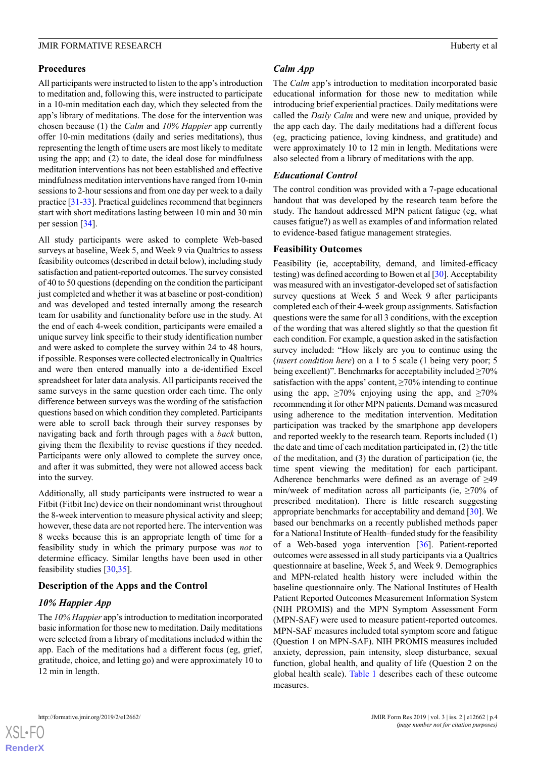## Procedures

All participants were instructed to listen to the app's introduction to meditation and, following this, were instructed to participate in a 10-min meditation each day, which they selected from the app's library of meditations. The dose for the intervention was chosen because (1) the *Calm* and *10% Happier* app currently offer 10-min meditations (daily and series meditations), thus representing the length of time users are most likely to meditate using the app; and (2) to date, the ideal dose for mindfulness meditation interventions has not been established and effective mindfulness meditation interventions have ranged from 10-min sessions to 2-hour sessions and from one day per week to a daily practice [31-33]. Practical guidelines recommend that beginners start with short meditations lasting between 10 min and 30 min per session [34].

All study participants were asked to complete Web-based surveys at baseline, Week 5, and Week 9 via Qualtrics to assess feasibility outcomes (described in detail below), including study satisfaction and patient-reported outcomes. The survey consisted of 40 to 50 questions (depending on the condition the participant just completed and whether it was at baseline or post-condition) and was developed and tested internally among the research team for usability and functionality before use in the study. At the end of each 4-week condition, participants were emailed a unique survey link specific to their study identification number and were asked to complete the survey within 24 to 48 hours, if possible. Responses were collected electronically in Qualtrics and were then entered manually into a de-identified Excel spreadsheet for later data analysis. All participants received the same surveys in the same question order each time. The only difference between surveys was the wording of the satisfaction questions based on which condition they completed. Participants were able to scroll back through their survey responses by navigating back and forth through pages with a *back* button, giving them the flexibility to revise questions if they needed. Participants were only allowed to complete the survey once, and after it was submitted, they were not allowed access back into the survey.

Additionally, all study participants were instructed to wear a Fitbit (Fitbit Inc) device on their nondominant wrist throughout the 8-week intervention to measure physical activity and sleep; however, these data are not reported here. The intervention was 8 weeks because this is an appropriate length of time for a feasibility study in which the primary purpose was *not* to determine efficacy. Similar lengths have been used in other feasibility studies [30,35].

## Description of the Apps and the Control

### *10% Happier App*

The *10% Happier* app's introduction to meditation incorporated basic information for those new to meditation. Daily meditations were selected from a library of meditations included within the app. Each of the meditations had a different focus (eg, grief, gratitude, choice, and letting go) and were approximately 10 to 12 min in length.

### *Calm App*

The *Calm* app's introduction to meditation incorporated basic educational information for those new to meditation while introducing brief experiential practices. Daily meditations were called the *Daily Calm* and were new and unique, provided by the app each day. The daily meditations had a different focus (eg, practicing patience, loving kindness, and gratitude) and were approximately 10 to 12 min in length. Meditations were also selected from a library of meditations with the app.

### *Educational Control*

The control condition was provided with a 7-page educational handout that was developed by the research team before the study. The handout addressed MPN patient fatigue (eg, what causes fatigue?) as well as examples of and information related to evidence-based fatigue management strategies.

## Feasibility Outcomes

Feasibility (ie, acceptability, demand, and limited-efficacy testing) was defined according to Bowen et al [30]. Acceptability was measured with an investigator-developed set of satisfaction survey questions at Week 5 and Week 9 after participants completed each of their 4-week group assignments. Satisfaction questions were the same for all 3 conditions, with the exception of the wording that was altered slightly so that the question fit each condition. For example, a question asked in the satisfaction survey included: "How likely are you to continue using the (*insert condition here*) on a 1 to 5 scale (1 being very poor; 5 being excellent)". Benchmarks for acceptability included ≥70% satisfaction with the apps' content, ≥70% intending to continue using the app, ≥70% enjoying using the app, and ≥70% recommending it for other MPN patients. Demand was measured using adherence to the meditation intervention. Meditation participation was tracked by the smartphone app developers and reported weekly to the research team. Reports included (1) the date and time of each meditation participated in, (2) the title of the meditation, and (3) the duration of participation (ie, the time spent viewing the meditation) for each participant. Adherence benchmarks were defined as an average of ≥49 min/week of meditation across all participants (ie, ≥70% of prescribed meditation). There is little research suggesting appropriate benchmarks for acceptability and demand [30]. We based our benchmarks on a recently published methods paper for a National Institute of Health–funded study for the feasibility of a Web-based yoga intervention [36]. Patient-reported outcomes were assessed in all study participants via a Qualtrics questionnaire at baseline, Week 5, and Week 9. Demographics and MPN-related health history were included within the baseline questionnaire only. The National Institutes of Health Patient Reported Outcomes Measurement Information System (NIH PROMIS) and the MPN Symptom Assessment Form (MPN-SAF) were used to measure patient-reported outcomes. MPN-SAF measures included total symptom score and fatigue (Question 1 on MPN-SAF). NIH PROMIS measures included anxiety, depression, pain intensity, sleep disturbance, sexual function, global health, and quality of life (Question 2 on the global health scale). Table 1 describes each of these outcome measures.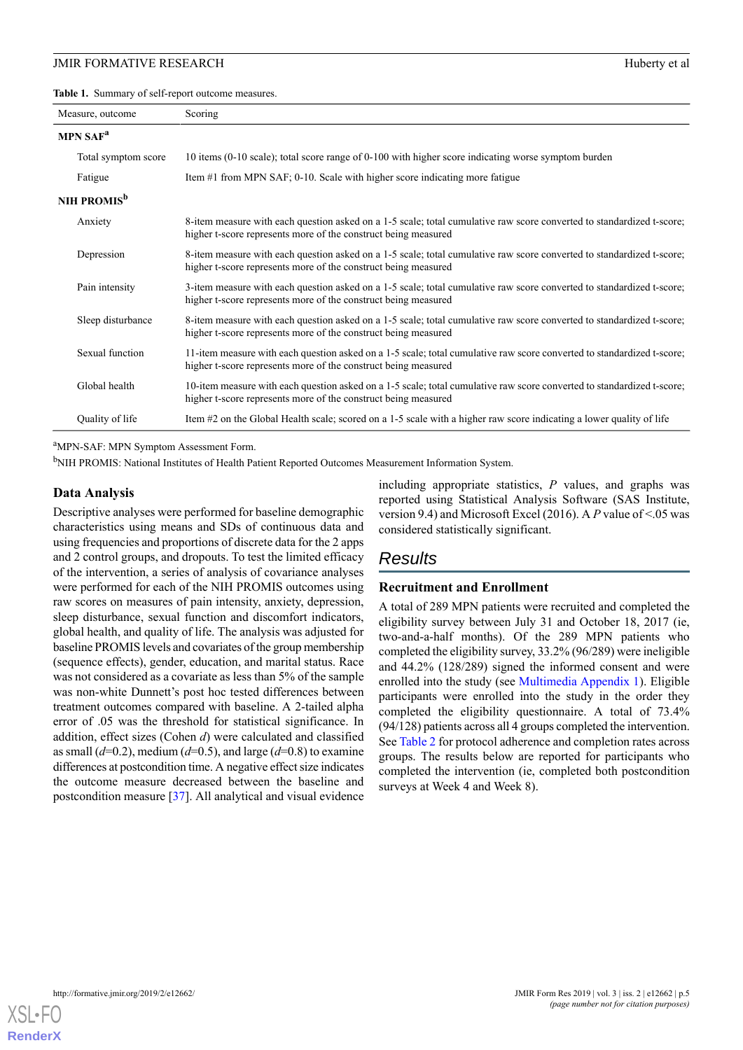**Table 1.** Summary of self-report outcome measures.

| Measure, outcome | Scoring |
|---|---|
| **MPN SAF[a]** | |
| Total symptom score | 10 items (0-10 scale); total score range of 0-100 with higher score indicating worse symptom burden |
| Fatigue | Item #1 from MPN SAF; 0-10. Scale with higher score indicating more fatigue |
| **NIH PROMIS[b]** | |
| Anxiety | 8-item measure with each question asked on a 1-5 scale; total cumulative raw score converted to standardized t-score; higher t-score represents more of the construct being measured |
| Depression | 8-item measure with each question asked on a 1-5 scale; total cumulative raw score converted to standardized t-score; higher t-score represents more of the construct being measured |
| Pain intensity | 3-item measure with each question asked on a 1-5 scale; total cumulative raw score converted to standardized t-score; higher t-score represents more of the construct being measured |
| Sleep disturbance | 8-item measure with each question asked on a 1-5 scale; total cumulative raw score converted to standardized t-score; higher t-score represents more of the construct being measured |
| Sexual function | 11-item measure with each question asked on a 1-5 scale; total cumulative raw score converted to standardized t-score; higher t-score represents more of the construct being measured |
| Global health | 10-item measure with each question asked on a 1-5 scale; total cumulative raw score converted to standardized t-score; higher t-score represents more of the construct being measured |
| Quality of life | Item #2 on the Global Health scale; scored on a 1-5 scale with a higher raw score indicating a lower quality of life |

[a]MPN-SAF: MPN Symptom Assessment Form.

[b]NIH PROMIS: National Institutes of Health Patient Reported Outcomes Measurement Information System.

### Data Analysis

Descriptive analyses were performed for baseline demographic characteristics using means and SDs of continuous data and using frequencies and proportions of discrete data for the 2 apps and 2 control groups, and dropouts. To test the limited efficacy of the intervention, a series of analysis of covariance analyses were performed for each of the NIH PROMIS outcomes using raw scores on measures of pain intensity, anxiety, depression, sleep disturbance, sexual function and discomfort indicators, global health, and quality of life. The analysis was adjusted for baseline PROMIS levels and covariates of the group membership (sequence effects), gender, education, and marital status. Race was not considered as a covariate as less than 5% of the sample was non-white Dunnett's post hoc tested differences between treatment outcomes compared with baseline. A 2-tailed alpha error of .05 was the threshold for statistical significance. In addition, effect sizes (Cohen *d*) were calculated and classified as small (*d*=0.2), medium (*d*=0.5), and large (*d*=0.8) to examine differences at postcondition time. A negative effect size indicates the outcome measure decreased between the baseline and postcondition measure [37]. All analytical and visual evidence including appropriate statistics, *P* values, and graphs was reported using Statistical Analysis Software (SAS Institute, version 9.4) and Microsoft Excel (2016). A *P* value of <.05 was considered statistically significant.

## Results

### Recruitment and Enrollment

A total of 289 MPN patients were recruited and completed the eligibility survey between July 31 and October 18, 2017 (ie, two-and-a-half months). Of the 289 MPN patients who completed the eligibility survey, 33.2% (96/289) were ineligible and 44.2% (128/289) signed the informed consent and were enrolled into the study (see Multimedia Appendix 1). Eligible participants were enrolled into the study in the order they completed the eligibility questionnaire. A total of 73.4% (94/128) patients across all 4 groups completed the intervention. See Table 2 for protocol adherence and completion rates across groups. The results below are reported for participants who completed the intervention (ie, completed both postcondition surveys at Week 4 and Week 8).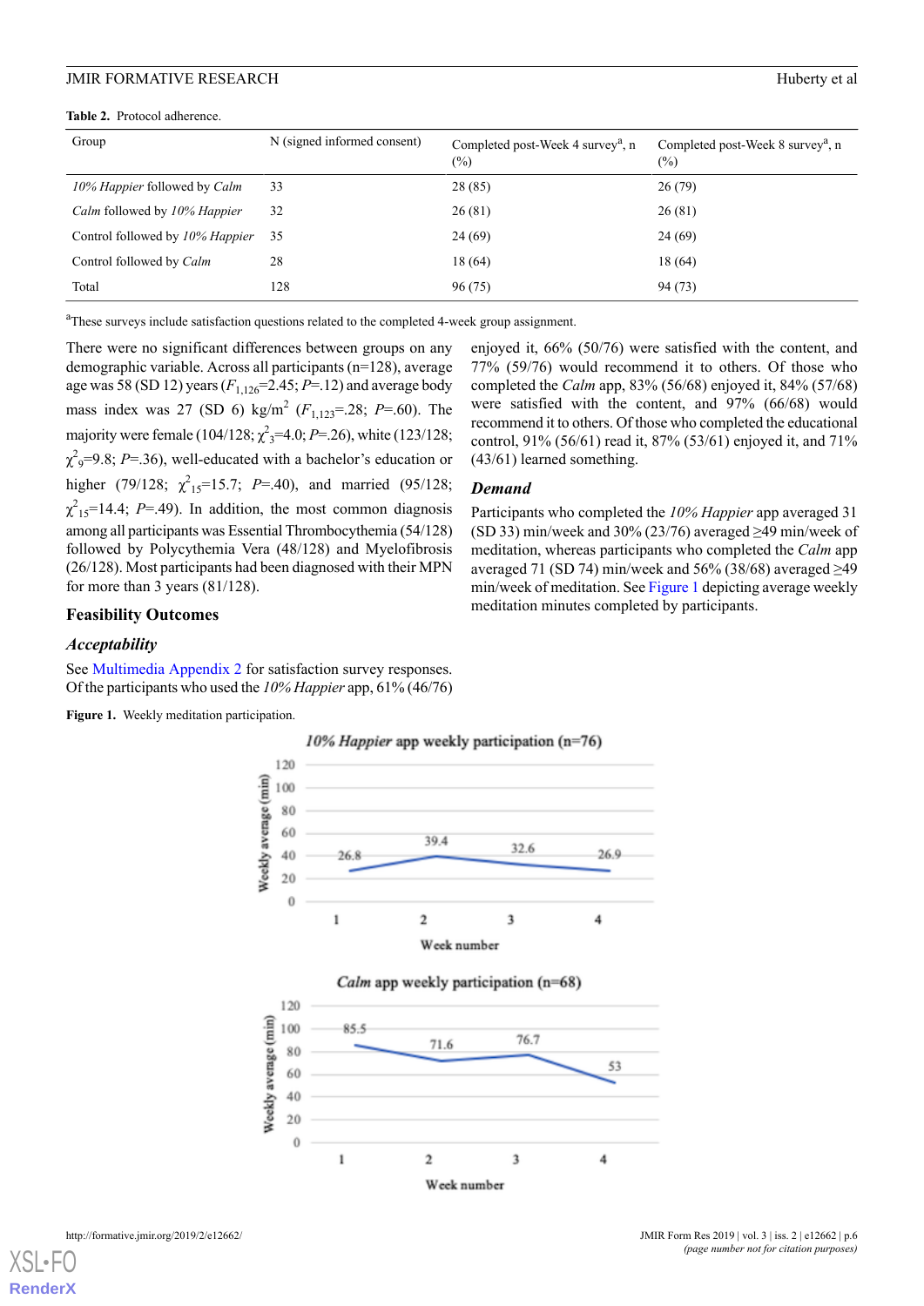**Table 2.** Protocol adherence.

| Group | N (signed informed consent) | Completed post-Week 4 survey[a], n (%) | Completed post-Week 8 survey[a], n (%) |
|---|---|---|---|
| *10% Happier* followed by *Calm* | 33 | 28 (85) | 26 (79) |
| *Calm* followed by *10% Happier* | 32 | 26 (81) | 26 (81) |
| Control followed by *10% Happier* | 35 | 24 (69) | 24 (69) |
| Control followed by *Calm* | 28 | 18 (64) | 18 (64) |
| Total | 128 | 96 (75) | 94 (73) |

[a]These surveys include satisfaction questions related to the completed 4-week group assignment.

There were no significant differences between groups on any demographic variable. Across all participants (n=128), average age was 58 (SD 12) years ($F_{1,126}$=2.45; *P*=.12) and average body mass index was 27 (SD 6) kg/m$^2$ ($F_{1,123}$=.28; *P*=.60). The majority were female (104/128; $\chi^2_3$=4.0; *P*=.26), white (123/128; $\chi^2_9$=9.8; *P*=.36), well-educated with a bachelor's education or higher (79/128; $\chi^2_{15}$=15.7; *P*=.40), and married (95/128; $\chi^2_{15}$=14.4; *P*=.49). In addition, the most common diagnosis among all participants was Essential Thrombocythemia (54/128) followed by Polycythemia Vera (48/128) and Myelofibrosis (26/128). Most participants had been diagnosed with their MPN for more than 3 years (81/128).

## Feasibility Outcomes

### *Acceptability*

See Multimedia Appendix 2 for satisfaction survey responses. Of the participants who used the *10% Happier* app, 61% (46/76) enjoyed it, 66% (50/76) were satisfied with the content, and 77% (59/76) would recommend it to others. Of those who completed the *Calm* app, 83% (56/68) enjoyed it, 84% (57/68) were satisfied with the content, and 97% (66/68) would recommend it to others. Of those who completed the educational control, 91% (56/61) read it, 87% (53/61) enjoyed it, and 71% (43/61) learned something.

### *Demand*

Participants who completed the *10% Happier* app averaged 31 (SD 33) min/week and 30% (23/76) averaged ≥49 min/week of meditation, whereas participants who completed the *Calm* app averaged 71 (SD 74) min/week and 56% (38/68) averaged ≥49 min/week of meditation. See Figure 1 depicting average weekly meditation minutes completed by participants.

**Figure 1.** Weekly meditation participation.

*10% Happier* app weekly participation (n=76)

| Week number | Weekly average (min) |
|---|---|
| 1 | 26.8 |
| 2 | 39.4 |
| 3 | 32.6 |
| 4 | 26.9 |

*Calm* app weekly participation (n=68)

| Week number | Weekly average (min) |
|---|---|
| 1 | 85.5 |
| 2 | 71.6 |
| 3 | 76.7 |
| 4 | 53 |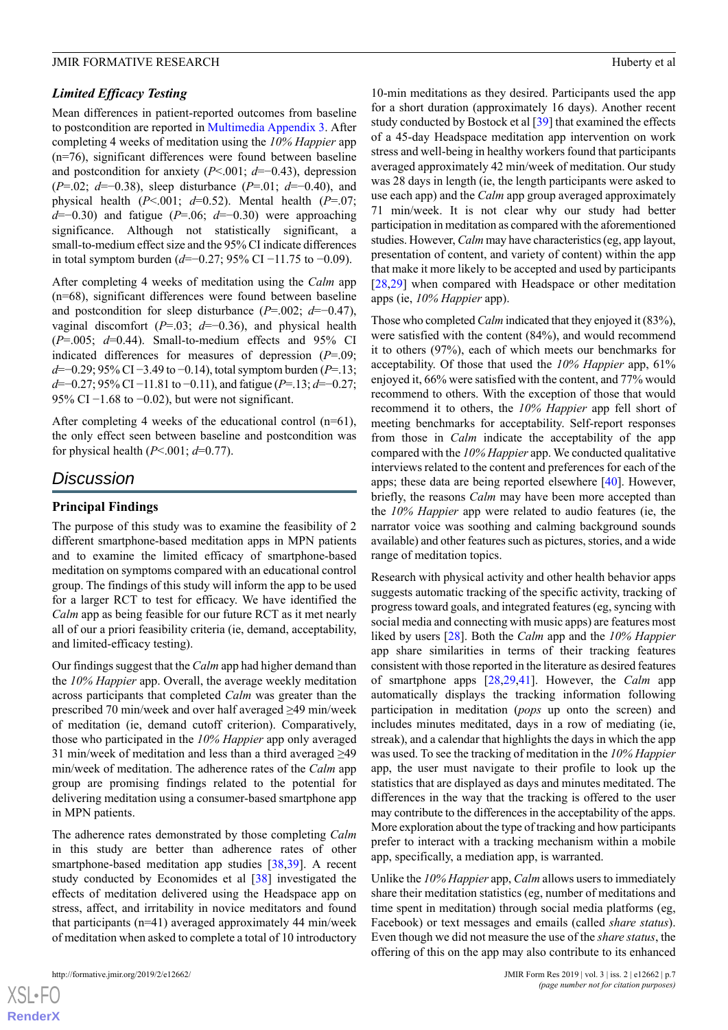### Limited Efficacy Testing

Mean differences in patient-reported outcomes from baseline to postcondition are reported in Multimedia Appendix 3. After completing 4 weeks of meditation using the *10% Happier* app (n=76), significant differences were found between baseline and postcondition for anxiety (*P*<.001; *d*=−0.43), depression (*P*=.02; *d*=−0.38), sleep disturbance (*P*=.01; *d*=−0.40), and physical health (*P*<.001; *d*=0.52). Mental health (*P*=.07; *d*=−0.30) and fatigue (*P*=.06; *d*=−0.30) were approaching significance. Although not statistically significant, a small-to-medium effect size and the 95% CI indicate differences in total symptom burden (*d*=−0.27; 95% CI −11.75 to −0.09).

After completing 4 weeks of meditation using the *Calm* app (n=68), significant differences were found between baseline and postcondition for sleep disturbance (*P*=.002; *d*=−0.47), vaginal discomfort (*P*=.03; *d*=−0.36), and physical health (*P*=.005; *d*=0.44). Small-to-medium effects and 95% CI indicated differences for measures of depression (*P*=.09; *d*=−0.29; 95% CI −3.49 to −0.14), total symptom burden (*P*=.13; *d*=−0.27; 95% CI −11.81 to −0.11), and fatigue (*P*=.13; *d*=−0.27; 95% CI −1.68 to −0.02), but were not significant.

After completing 4 weeks of the educational control (n=61), the only effect seen between baseline and postcondition was for physical health (*P*<.001; *d*=0.77).

## Discussion

### Principal Findings

The purpose of this study was to examine the feasibility of 2 different smartphone-based meditation apps in MPN patients and to examine the limited efficacy of smartphone-based meditation on symptoms compared with an educational control group. The findings of this study will inform the app to be used for a larger RCT to test for efficacy. We have identified the *Calm* app as being feasible for our future RCT as it met nearly all of our a priori feasibility criteria (ie, demand, acceptability, and limited-efficacy testing).

Our findings suggest that the *Calm* app had higher demand than the *10% Happier* app. Overall, the average weekly meditation across participants that completed *Calm* was greater than the prescribed 70 min/week and over half averaged ≥49 min/week of meditation (ie, demand cutoff criterion). Comparatively, those who participated in the *10% Happier* app only averaged 31 min/week of meditation and less than a third averaged ≥49 min/week of meditation. The adherence rates of the *Calm* app group are promising findings related to the potential for delivering meditation using a consumer-based smartphone app in MPN patients.

The adherence rates demonstrated by those completing *Calm* in this study are better than adherence rates of other smartphone-based meditation app studies [38,39]. A recent study conducted by Economides et al [38] investigated the effects of meditation delivered using the Headspace app on stress, affect, and irritability in novice meditators and found that participants (n=41) averaged approximately 44 min/week of meditation when asked to complete a total of 10 introductory 10-min meditations as they desired. Participants used the app for a short duration (approximately 16 days). Another recent study conducted by Bostock et al [39] that examined the effects of a 45-day Headspace meditation app intervention on work stress and well-being in healthy workers found that participants averaged approximately 42 min/week of meditation. Our study was 28 days in length (ie, the length participants were asked to use each app) and the *Calm* app group averaged approximately 71 min/week. It is not clear why our study had better participation in meditation as compared with the aforementioned studies. However, *Calm* may have characteristics (eg, app layout, presentation of content, and variety of content) within the app that make it more likely to be accepted and used by participants [28,29] when compared with Headspace or other meditation apps (ie, *10% Happier* app).

Those who completed *Calm* indicated that they enjoyed it (83%), were satisfied with the content (84%), and would recommend it to others (97%), each of which meets our benchmarks for acceptability. Of those that used the *10% Happier* app, 61% enjoyed it, 66% were satisfied with the content, and 77% would recommend to others. With the exception of those that would recommend it to others, the *10% Happier* app fell short of meeting benchmarks for acceptability. Self-report responses from those in *Calm* indicate the acceptability of the app compared with the *10% Happier* app. We conducted qualitative interviews related to the content and preferences for each of the apps; these data are being reported elsewhere [40]. However, briefly, the reasons *Calm* may have been more accepted than the *10% Happier* app were related to audio features (ie, the narrator voice was soothing and calming background sounds available) and other features such as pictures, stories, and a wide range of meditation topics.

Research with physical activity and other health behavior apps suggests automatic tracking of the specific activity, tracking of progress toward goals, and integrated features (eg, syncing with social media and connecting with music apps) are features most liked by users [28]. Both the *Calm* app and the *10% Happier* app share similarities in terms of their tracking features consistent with those reported in the literature as desired features of smartphone apps [28,29,41]. However, the *Calm* app automatically displays the tracking information following participation in meditation (*pops* up onto the screen) and includes minutes meditated, days in a row of mediating (ie, streak), and a calendar that highlights the days in which the app was used. To see the tracking of meditation in the *10% Happier* app, the user must navigate to their profile to look up the statistics that are displayed as days and minutes meditated. The differences in the way that the tracking is offered to the user may contribute to the differences in the acceptability of the apps. More exploration about the type of tracking and how participants prefer to interact with a tracking mechanism within a mobile app, specifically, a mediation app, is warranted.

Unlike the *10% Happier* app, *Calm* allows users to immediately share their meditation statistics (eg, number of meditations and time spent in meditation) through social media platforms (eg, Facebook) or text messages and emails (called *share status*). Even though we did not measure the use of the *share status*, the offering of this on the app may also contribute to its enhanced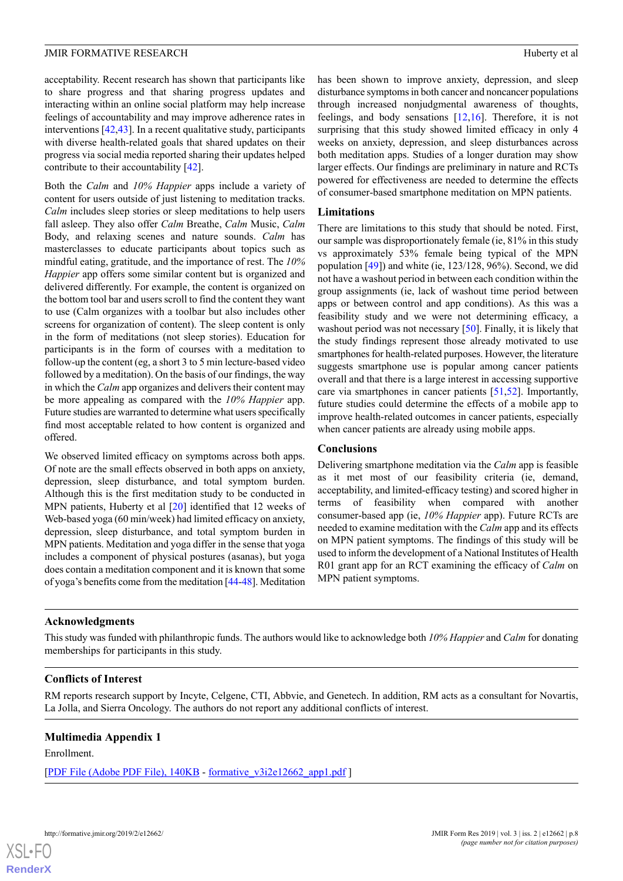acceptability. Recent research has shown that participants like to share progress and that sharing progress updates and interacting within an online social platform may help increase feelings of accountability and may improve adherence rates in interventions [42,43]. In a recent qualitative study, participants with diverse health-related goals that shared updates on their progress via social media reported sharing their updates helped contribute to their accountability [42].

Both the *Calm* and *10% Happier* apps include a variety of content for users outside of just listening to meditation tracks. *Calm* includes sleep stories or sleep meditations to help users fall asleep. They also offer *Calm* Breathe, *Calm* Music, *Calm* Body, and relaxing scenes and nature sounds. *Calm* has masterclasses to educate participants about topics such as mindful eating, gratitude, and the importance of rest. The *10% Happier* app offers some similar content but is organized and delivered differently. For example, the content is organized on the bottom tool bar and users scroll to find the content they want to use (Calm organizes with a toolbar but also includes other screens for organization of content). The sleep content is only in the form of meditations (not sleep stories). Education for participants is in the form of courses with a meditation to follow-up the content (eg, a short 3 to 5 min lecture-based video followed by a meditation). On the basis of our findings, the way in which the *Calm* app organizes and delivers their content may be more appealing as compared with the *10% Happier* app. Future studies are warranted to determine what users specifically find most acceptable related to how content is organized and offered.

We observed limited efficacy on symptoms across both apps. Of note are the small effects observed in both apps on anxiety, depression, sleep disturbance, and total symptom burden. Although this is the first meditation study to be conducted in MPN patients, Huberty et al [20] identified that 12 weeks of Web-based yoga (60 min/week) had limited efficacy on anxiety, depression, sleep disturbance, and total symptom burden in MPN patients. Meditation and yoga differ in the sense that yoga includes a component of physical postures (asanas), but yoga does contain a meditation component and it is known that some of yoga's benefits come from the meditation [44-48]. Meditation has been shown to improve anxiety, depression, and sleep disturbance symptoms in both cancer and noncancer populations through increased nonjudgmental awareness of thoughts, feelings, and body sensations [12,16]. Therefore, it is not surprising that this study showed limited efficacy in only 4 weeks on anxiety, depression, and sleep disturbances across both meditation apps. Studies of a longer duration may show larger effects. Our findings are preliminary in nature and RCTs powered for effectiveness are needed to determine the effects of consumer-based smartphone meditation on MPN patients.

## Limitations

There are limitations to this study that should be noted. First, our sample was disproportionately female (ie, 81% in this study vs approximately 53% female being typical of the MPN population [49]) and white (ie, 123/128, 96%). Second, we did not have a washout period in between each condition within the group assignments (ie, lack of washout time period between apps or between control and app conditions). As this was a feasibility study and we were not determining efficacy, a washout period was not necessary [50]. Finally, it is likely that the study findings represent those already motivated to use smartphones for health-related purposes. However, the literature suggests smartphone use is popular among cancer patients overall and that there is a large interest in accessing supportive care via smartphones in cancer patients [51,52]. Importantly, future studies could determine the effects of a mobile app to improve health-related outcomes in cancer patients, especially when cancer patients are already using mobile apps.

## Conclusions

Delivering smartphone meditation via the *Calm* app is feasible as it met most of our feasibility criteria (ie, demand, acceptability, and limited-efficacy testing) and scored higher in terms of feasibility when compared with another consumer-based app (ie, *10% Happier* app). Future RCTs are needed to examine meditation with the *Calm* app and its effects on MPN patient symptoms. The findings of this study will be used to inform the development of a National Institutes of Health R01 grant app for an RCT examining the efficacy of *Calm* on MPN patient symptoms.

## Acknowledgments

This study was funded with philanthropic funds. The authors would like to acknowledge both *10% Happier* and *Calm* for donating memberships for participants in this study.

## Conflicts of Interest

RM reports research support by Incyte, Celgene, CTI, Abbvie, and Genetech. In addition, RM acts as a consultant for Novartis, La Jolla, and Sierra Oncology. The authors do not report any additional conflicts of interest.

## Multimedia Appendix 1

Enrollment.

[PDF File (Adobe PDF File), 140KB - formative_v3i2e12662_app1.pdf ]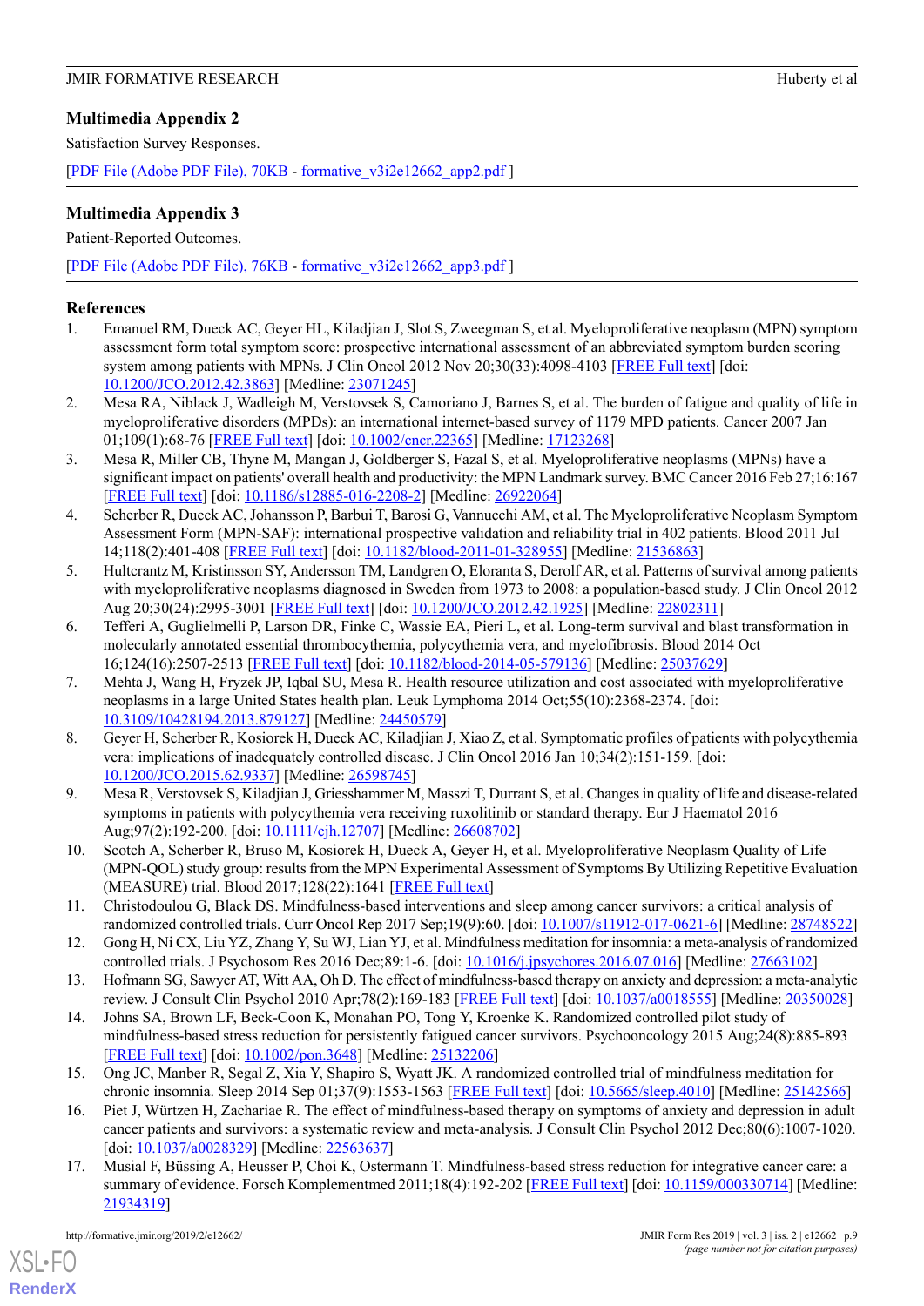## Multimedia Appendix 2

Satisfaction Survey Responses.

[PDF File (Adobe PDF File), 70KB - formative_v3i2e12662_app2.pdf ]

## Multimedia Appendix 3

Patient-Reported Outcomes.

[PDF File (Adobe PDF File), 76KB - formative_v3i2e12662_app3.pdf ]

## References

1. Emanuel RM, Dueck AC, Geyer HL, Kiladjian J, Slot S, Zweegman S, et al. Myeloproliferative neoplasm (MPN) symptom assessment form total symptom score: prospective international assessment of an abbreviated symptom burden scoring system among patients with MPNs. J Clin Oncol 2012 Nov 20;30(33):4098-4103 [FREE Full text] [doi: 10.1200/JCO.2012.42.3863] [Medline: 23071245]
2. Mesa RA, Niblack J, Wadleigh M, Verstovsek S, Camoriano J, Barnes S, et al. The burden of fatigue and quality of life in myeloproliferative disorders (MPDs): an international internet-based survey of 1179 MPD patients. Cancer 2007 Jan 01;109(1):68-76 [FREE Full text] [doi: 10.1002/cncr.22365] [Medline: 17123268]
3. Mesa R, Miller CB, Thyne M, Mangan J, Goldberger S, Fazal S, et al. Myeloproliferative neoplasms (MPNs) have a significant impact on patients' overall health and productivity: the MPN Landmark survey. BMC Cancer 2016 Feb 27;16:167 [FREE Full text] [doi: 10.1186/s12885-016-2208-2] [Medline: 26922064]
4. Scherber R, Dueck AC, Johansson P, Barbui T, Barosi G, Vannucchi AM, et al. The Myeloproliferative Neoplasm Symptom Assessment Form (MPN-SAF): international prospective validation and reliability trial in 402 patients. Blood 2011 Jul 14;118(2):401-408 [FREE Full text] [doi: 10.1182/blood-2011-01-328955] [Medline: 21536863]
5. Hultcrantz M, Kristinsson SY, Andersson TM, Landgren O, Eloranta S, Derolf AR, et al. Patterns of survival among patients with myeloproliferative neoplasms diagnosed in Sweden from 1973 to 2008: a population-based study. J Clin Oncol 2012 Aug 20;30(24):2995-3001 [FREE Full text] [doi: 10.1200/JCO.2012.42.1925] [Medline: 22802311]
6. Tefferi A, Guglielmelli P, Larson DR, Finke C, Wassie EA, Pieri L, et al. Long-term survival and blast transformation in molecularly annotated essential thrombocythemia, polycythemia vera, and myelofibrosis. Blood 2014 Oct 16;124(16):2507-2513 [FREE Full text] [doi: 10.1182/blood-2014-05-579136] [Medline: 25037629]
7. Mehta J, Wang H, Fryzek JP, Iqbal SU, Mesa R. Health resource utilization and cost associated with myeloproliferative neoplasms in a large United States health plan. Leuk Lymphoma 2014 Oct;55(10):2368-2374. [doi: 10.3109/10428194.2013.879127] [Medline: 24450579]
8. Geyer H, Scherber R, Kosiorek H, Dueck AC, Kiladjian J, Xiao Z, et al. Symptomatic profiles of patients with polycythemia vera: implications of inadequately controlled disease. J Clin Oncol 2016 Jan 10;34(2):151-159. [doi: 10.1200/JCO.2015.62.9337] [Medline: 26598745]
9. Mesa R, Verstovsek S, Kiladjian J, Griesshammer M, Masszi T, Durrant S, et al. Changes in quality of life and disease-related symptoms in patients with polycythemia vera receiving ruxolitinib or standard therapy. Eur J Haematol 2016 Aug;97(2):192-200. [doi: 10.1111/ejh.12707] [Medline: 26608702]
10. Scotch A, Scherber R, Bruso M, Kosiorek H, Dueck A, Geyer H, et al. Myeloproliferative Neoplasm Quality of Life (MPN-QOL) study group: results from the MPN Experimental Assessment of Symptoms By Utilizing Repetitive Evaluation (MEASURE) trial. Blood 2017;128(22):1641 [FREE Full text]
11. Christodoulou G, Black DS. Mindfulness-based interventions and sleep among cancer survivors: a critical analysis of randomized controlled trials. Curr Oncol Rep 2017 Sep;19(9):60. [doi: 10.1007/s11912-017-0621-6] [Medline: 28748522]
12. Gong H, Ni CX, Liu YZ, Zhang Y, Su WJ, Lian YJ, et al. Mindfulness meditation for insomnia: a meta-analysis of randomized controlled trials. J Psychosom Res 2016 Dec;89:1-6. [doi: 10.1016/j.jpsychores.2016.07.016] [Medline: 27663102]
13. Hofmann SG, Sawyer AT, Witt AA, Oh D. The effect of mindfulness-based therapy on anxiety and depression: a meta-analytic review. J Consult Clin Psychol 2010 Apr;78(2):169-183 [FREE Full text] [doi: 10.1037/a0018555] [Medline: 20350028]
14. Johns SA, Brown LF, Beck-Coon K, Monahan PO, Tong Y, Kroenke K. Randomized controlled pilot study of mindfulness-based stress reduction for persistently fatigued cancer survivors. Psychooncology 2015 Aug;24(8):885-893 [FREE Full text] [doi: 10.1002/pon.3648] [Medline: 25132206]
15. Ong JC, Manber R, Segal Z, Xia Y, Shapiro S, Wyatt JK. A randomized controlled trial of mindfulness meditation for chronic insomnia. Sleep 2014 Sep 01;37(9):1553-1563 [FREE Full text] [doi: 10.5665/sleep.4010] [Medline: 25142566]
16. Piet J, Würtzen H, Zachariae R. The effect of mindfulness-based therapy on symptoms of anxiety and depression in adult cancer patients and survivors: a systematic review and meta-analysis. J Consult Clin Psychol 2012 Dec;80(6):1007-1020. [doi: 10.1037/a0028329] [Medline: 22563637]
17. Musial F, Büssing A, Heusser P, Choi K, Ostermann T. Mindfulness-based stress reduction for integrative cancer care: a summary of evidence. Forsch Komplementmed 2011;18(4):192-202 [FREE Full text] [doi: 10.1159/000330714] [Medline: 21934319]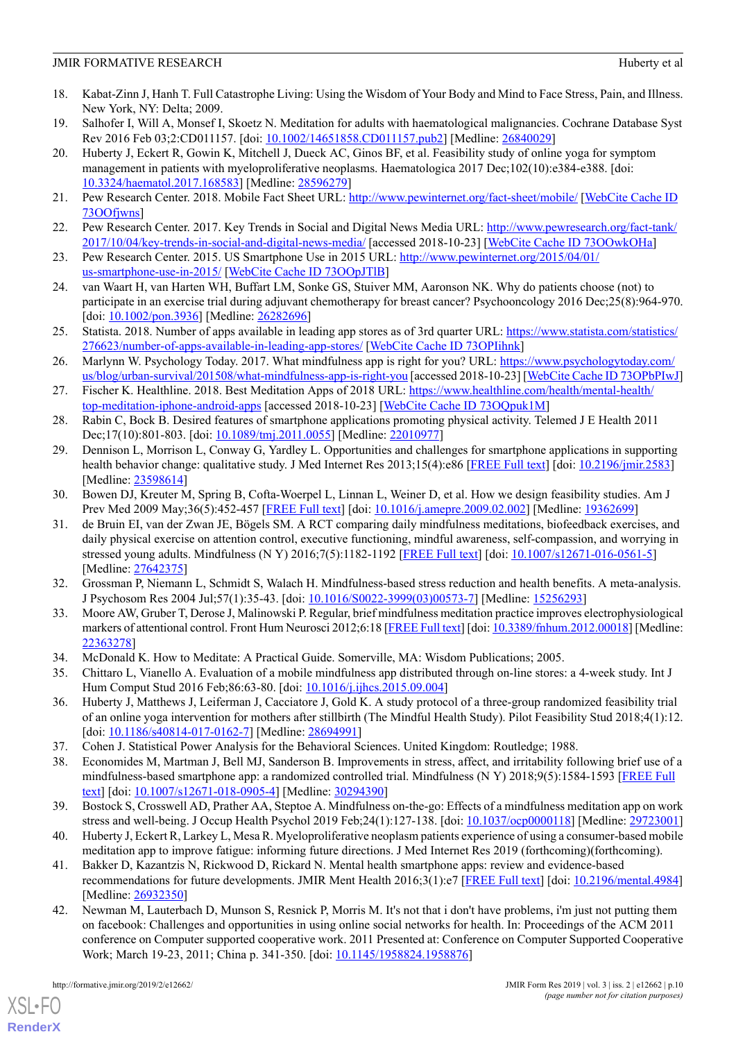18. Kabat-Zinn J, Hanh T. Full Catastrophe Living: Using the Wisdom of Your Body and Mind to Face Stress, Pain, and Illness. New York, NY: Delta; 2009.
19. Salhofer I, Will A, Monsef I, Skoetz N. Meditation for adults with haematological malignancies. Cochrane Database Syst Rev 2016 Feb 03;2:CD011157. [doi: 10.1002/14651858.CD011157.pub2] [Medline: 26840029]
20. Huberty J, Eckert R, Gowin K, Mitchell J, Dueck AC, Ginos BF, et al. Feasibility study of online yoga for symptom management in patients with myeloproliferative neoplasms. Haematologica 2017 Dec;102(10):e384-e388. [doi: 10.3324/haematol.2017.168583] [Medline: 28596279]
21. Pew Research Center. 2018. Mobile Fact Sheet URL: http://www.pewinternet.org/fact-sheet/mobile/ [WebCite Cache ID 73OOfjwns]
22. Pew Research Center. 2017. Key Trends in Social and Digital News Media URL: http://www.pewresearch.org/fact-tank/2017/10/04/key-trends-in-social-and-digital-news-media/ [accessed 2018-10-23] [WebCite Cache ID 73OOwkOHa]
23. Pew Research Center. 2015. US Smartphone Use in 2015 URL: http://www.pewinternet.org/2015/04/01/us-smartphone-use-in-2015/ [WebCite Cache ID 73OOpJTlB]
24. van Waart H, van Harten WH, Buffart LM, Sonke GS, Stuiver MM, Aaronson NK. Why do patients choose (not) to participate in an exercise trial during adjuvant chemotherapy for breast cancer? Psychooncology 2016 Dec;25(8):964-970. [doi: 10.1002/pon.3936] [Medline: 26282696]
25. Statista. 2018. Number of apps available in leading app stores as of 3rd quarter URL: https://www.statista.com/statistics/276623/number-of-apps-available-in-leading-app-stores/ [WebCite Cache ID 73OPIihnk]
26. Marlynn W. Psychology Today. 2017. What mindfulness app is right for you? URL: https://www.psychologytoday.com/us/blog/urban-survival/201508/what-mindfulness-app-is-right-you [accessed 2018-10-23] [WebCite Cache ID 73OPbPIwJ]
27. Fischer K. Healthline. 2018. Best Meditation Apps of 2018 URL: https://www.healthline.com/health/mental-health/top-meditation-iphone-android-apps [accessed 2018-10-23] [WebCite Cache ID 73OQpuk1M]
28. Rabin C, Bock B. Desired features of smartphone applications promoting physical activity. Telemed J E Health 2011 Dec;17(10):801-803. [doi: 10.1089/tmj.2011.0055] [Medline: 22010977]
29. Dennison L, Morrison L, Conway G, Yardley L. Opportunities and challenges for smartphone applications in supporting health behavior change: qualitative study. J Med Internet Res 2013;15(4):e86 [FREE Full text] [doi: 10.2196/jmir.2583] [Medline: 23598614]
30. Bowen DJ, Kreuter M, Spring B, Cofta-Woerpel L, Linnan L, Weiner D, et al. How we design feasibility studies. Am J Prev Med 2009 May;36(5):452-457 [FREE Full text] [doi: 10.1016/j.amepre.2009.02.002] [Medline: 19362699]
31. de Bruin EI, van der Zwan JE, Bögels SM. A RCT comparing daily mindfulness meditations, biofeedback exercises, and daily physical exercise on attention control, executive functioning, mindful awareness, self-compassion, and worrying in stressed young adults. Mindfulness (N Y) 2016;7(5):1182-1192 [FREE Full text] [doi: 10.1007/s12671-016-0561-5] [Medline: 27642375]
32. Grossman P, Niemann L, Schmidt S, Walach H. Mindfulness-based stress reduction and health benefits. A meta-analysis. J Psychosom Res 2004 Jul;57(1):35-43. [doi: 10.1016/S0022-3999(03)00573-7] [Medline: 15256293]
33. Moore AW, Gruber T, Derose J, Malinowski P. Regular, brief mindfulness meditation practice improves electrophysiological markers of attentional control. Front Hum Neurosci 2012;6:18 [FREE Full text] [doi: 10.3389/fnhum.2012.00018] [Medline: 22363278]
34. McDonald K. How to Meditate: A Practical Guide. Somerville, MA: Wisdom Publications; 2005.
35. Chittaro L, Vianello A. Evaluation of a mobile mindfulness app distributed through on-line stores: a 4-week study. Int J Hum Comput Stud 2016 Feb;86:63-80. [doi: 10.1016/j.ijhcs.2015.09.004]
36. Huberty J, Matthews J, Leiferman J, Cacciatore J, Gold K. A study protocol of a three-group randomized feasibility trial of an online yoga intervention for mothers after stillbirth (The Mindful Health Study). Pilot Feasibility Stud 2018;4(1):12. [doi: 10.1186/s40814-017-0162-7] [Medline: 28694991]
37. Cohen J. Statistical Power Analysis for the Behavioral Sciences. United Kingdom: Routledge; 1988.
38. Economides M, Martman J, Bell MJ, Sanderson B. Improvements in stress, affect, and irritability following brief use of a mindfulness-based smartphone app: a randomized controlled trial. Mindfulness (N Y) 2018;9(5):1584-1593 [FREE Full text] [doi: 10.1007/s12671-018-0905-4] [Medline: 30294390]
39. Bostock S, Crosswell AD, Prather AA, Steptoe A. Mindfulness on-the-go: Effects of a mindfulness meditation app on work stress and well-being. J Occup Health Psychol 2019 Feb;24(1):127-138. [doi: 10.1037/ocp0000118] [Medline: 29723001]
40. Huberty J, Eckert R, Larkey L, Mesa R. Myeloproliferative neoplasm patients experience of using a consumer-based mobile meditation app to improve fatigue: informing future directions. J Med Internet Res 2019 (forthcoming)(forthcoming).
41. Bakker D, Kazantzis N, Rickwood D, Rickard N. Mental health smartphone apps: review and evidence-based recommendations for future developments. JMIR Ment Health 2016;3(1):e7 [FREE Full text] [doi: 10.2196/mental.4984] [Medline: 26932350]
42. Newman M, Lauterbach D, Munson S, Resnick P, Morris M. It's not that i don't have problems, i'm just not putting them on facebook: Challenges and opportunities in using online social networks for health. In: Proceedings of the ACM 2011 conference on Computer supported cooperative work. 2011 Presented at: Conference on Computer Supported Cooperative Work; March 19-23, 2011; China p. 341-350. [doi: 10.1145/1958824.1958876]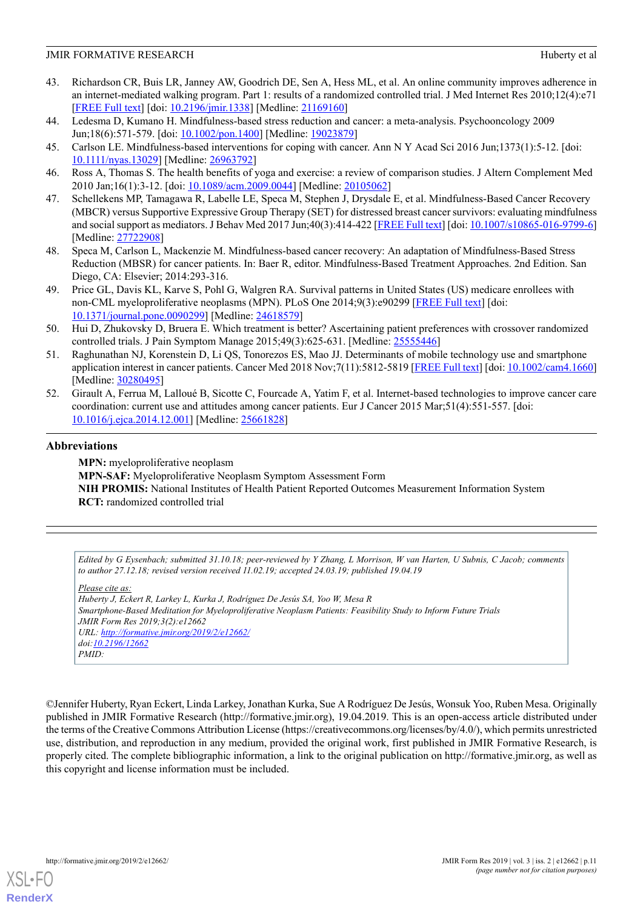43. Richardson CR, Buis LR, Janney AW, Goodrich DE, Sen A, Hess ML, et al. An online community improves adherence in an internet-mediated walking program. Part 1: results of a randomized controlled trial. J Med Internet Res 2010;12(4):e71 [FREE Full text] [doi: 10.2196/jmir.1338] [Medline: 21169160]
44. Ledesma D, Kumano H. Mindfulness-based stress reduction and cancer: a meta-analysis. Psychooncology 2009 Jun;18(6):571-579. [doi: 10.1002/pon.1400] [Medline: 19023879]
45. Carlson LE. Mindfulness-based interventions for coping with cancer. Ann N Y Acad Sci 2016 Jun;1373(1):5-12. [doi: 10.1111/nyas.13029] [Medline: 26963792]
46. Ross A, Thomas S. The health benefits of yoga and exercise: a review of comparison studies. J Altern Complement Med 2010 Jan;16(1):3-12. [doi: 10.1089/acm.2009.0044] [Medline: 20105062]
47. Schellekens MP, Tamagawa R, Labelle LE, Speca M, Stephen J, Drysdale E, et al. Mindfulness-Based Cancer Recovery (MBCR) versus Supportive Expressive Group Therapy (SET) for distressed breast cancer survivors: evaluating mindfulness and social support as mediators. J Behav Med 2017 Jun;40(3):414-422 [FREE Full text] [doi: 10.1007/s10865-016-9799-6] [Medline: 27722908]
48. Speca M, Carlson L, Mackenzie M. Mindfulness-based cancer recovery: An adaptation of Mindfulness-Based Stress Reduction (MBSR) for cancer patients. In: Baer R, editor. Mindfulness-Based Treatment Approaches. 2nd Edition. San Diego, CA: Elsevier; 2014:293-316.
49. Price GL, Davis KL, Karve S, Pohl G, Walgren RA. Survival patterns in United States (US) medicare enrollees with non-CML myeloproliferative neoplasms (MPN). PLoS One 2014;9(3):e90299 [FREE Full text] [doi: 10.1371/journal.pone.0090299] [Medline: 24618579]
50. Hui D, Zhukovsky D, Bruera E. Which treatment is better? Ascertaining patient preferences with crossover randomized controlled trials. J Pain Symptom Manage 2015;49(3):625-631. [Medline: 25555446]
51. Raghunathan NJ, Korenstein D, Li QS, Tonorezos ES, Mao JJ. Determinants of mobile technology use and smartphone application interest in cancer patients. Cancer Med 2018 Nov;7(11):5812-5819 [FREE Full text] [doi: 10.1002/cam4.1660] [Medline: 30280495]
52. Girault A, Ferrua M, Lalloué B, Sicotte C, Fourcade A, Yatim F, et al. Internet-based technologies to improve cancer care coordination: current use and attitudes among cancer patients. Eur J Cancer 2015 Mar;51(4):551-557. [doi: 10.1016/j.ejca.2014.12.001] [Medline: 25661828]

## Abbreviations

**MPN:** myeloproliferative neoplasm
**MPN-SAF:** Myeloproliferative Neoplasm Symptom Assessment Form
**NIH PROMIS:** National Institutes of Health Patient Reported Outcomes Measurement Information System
**RCT:** randomized controlled trial

*Edited by G Eysenbach; submitted 31.10.18; peer-reviewed by Y Zhang, L Morrison, W van Harten, U Subnis, C Jacob; comments to author 27.12.18; revised version received 11.02.19; accepted 24.03.19; published 19.04.19*

*Please cite as:*
*Huberty J, Eckert R, Larkey L, Kurka J, Rodríguez De Jesús SA, Yoo W, Mesa R*
*Smartphone-Based Meditation for Myeloproliferative Neoplasm Patients: Feasibility Study to Inform Future Trials*
*JMIR Form Res 2019;3(2):e12662*
*URL: http://formative.jmir.org/2019/2/e12662/*
*doi:10.2196/12662*
*PMID:*

©Jennifer Huberty, Ryan Eckert, Linda Larkey, Jonathan Kurka, Sue A Rodríguez De Jesús, Wonsuk Yoo, Ruben Mesa. Originally published in JMIR Formative Research (http://formative.jmir.org), 19.04.2019. This is an open-access article distributed under the terms of the Creative Commons Attribution License (https://creativecommons.org/licenses/by/4.0/), which permits unrestricted use, distribution, and reproduction in any medium, provided the original work, first published in JMIR Formative Research, is properly cited. The complete bibliographic information, a link to the original publication on http://formative.jmir.org, as well as this copyright and license information must be included.